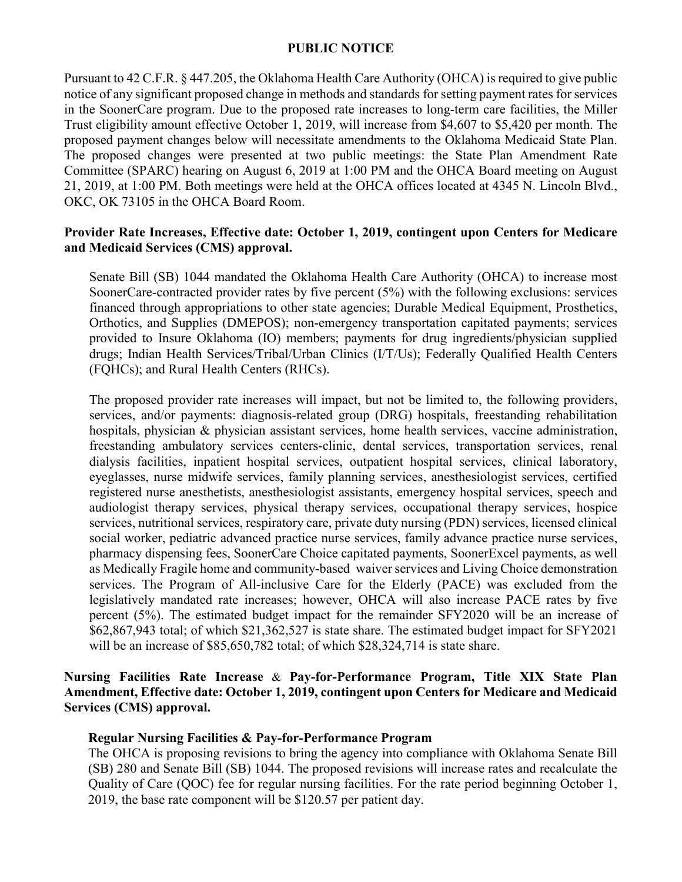# PUBLIC NOTICE

Pursuant to 42 C.F.R. § 447.205, the Oklahoma Health Care Authority (OHCA) is required to give public notice of any significant proposed change in methods and standards for setting payment rates for services in the SoonerCare program. Due to the proposed rate increases to long-term care facilities, the Miller Trust eligibility amount effective October 1, 2019, will increase from $4,607 to $5,420 per month. The proposed payment changes below will necessitate amendments to the Oklahoma Medicaid State Plan. The proposed changes were presented at two public meetings: the State Plan Amendment Rate Committee (SPARC) hearing on August 6, 2019 at 1:00 PM and the OHCA Board meeting on August 21, 2019, at 1:00 PM. Both meetings were held at the OHCA offices located at 4345 N. Lincoln Blvd., OKC, OK 73105 in the OHCA Board Room.

**Provider Rate Increases, Effective date: October 1, 2019, contingent upon Centers for Medicare and Medicaid Services (CMS) approval.**

Senate Bill (SB) 1044 mandated the Oklahoma Health Care Authority (OHCA) to increase most SoonerCare-contracted provider rates by five percent (5%) with the following exclusions: services financed through appropriations to other state agencies; Durable Medical Equipment, Prosthetics, Orthotics, and Supplies (DMEPOS); non-emergency transportation capitated payments; services provided to Insure Oklahoma (IO) members; payments for drug ingredients/physician supplied drugs; Indian Health Services/Tribal/Urban Clinics (I/T/Us); Federally Qualified Health Centers (FQHCs); and Rural Health Centers (RHCs).

The proposed provider rate increases will impact, but not be limited to, the following providers, services, and/or payments: diagnosis-related group (DRG) hospitals, freestanding rehabilitation hospitals, physician & physician assistant services, home health services, vaccine administration, freestanding ambulatory services centers-clinic, dental services, transportation services, renal dialysis facilities, inpatient hospital services, outpatient hospital services, clinical laboratory, eyeglasses, nurse midwife services, family planning services, anesthesiologist services, certified registered nurse anesthetists, anesthesiologist assistants, emergency hospital services, speech and audiologist therapy services, physical therapy services, occupational therapy services, hospice services, nutritional services, respiratory care, private duty nursing (PDN) services, licensed clinical social worker, pediatric advanced practice nurse services, family advance practice nurse services, pharmacy dispensing fees, SoonerCare Choice capitated payments, SoonerExcel payments, as well as Medically Fragile home and community-based waiver services and Living Choice demonstration services. The Program of All-inclusive Care for the Elderly (PACE) was excluded from the legislatively mandated rate increases; however, OHCA will also increase PACE rates by five percent (5%). The estimated budget impact for the remainder SFY2020 will be an increase of $62,867,943 total; of which $21,362,527 is state share. The estimated budget impact for SFY2021 will be an increase of $85,650,782 total; of which $28,324,714 is state share.

**Nursing Facilities Rate Increase & Pay-for-Performance Program, Title XIX State Plan Amendment, Effective date: October 1, 2019, contingent upon Centers for Medicare and Medicaid Services (CMS) approval.**

**Regular Nursing Facilities & Pay-for-Performance Program**

The OHCA is proposing revisions to bring the agency into compliance with Oklahoma Senate Bill (SB) 280 and Senate Bill (SB) 1044. The proposed revisions will increase rates and recalculate the Quality of Care (QOC) fee for regular nursing facilities. For the rate period beginning October 1, 2019, the base rate component will be $120.57 per patient day.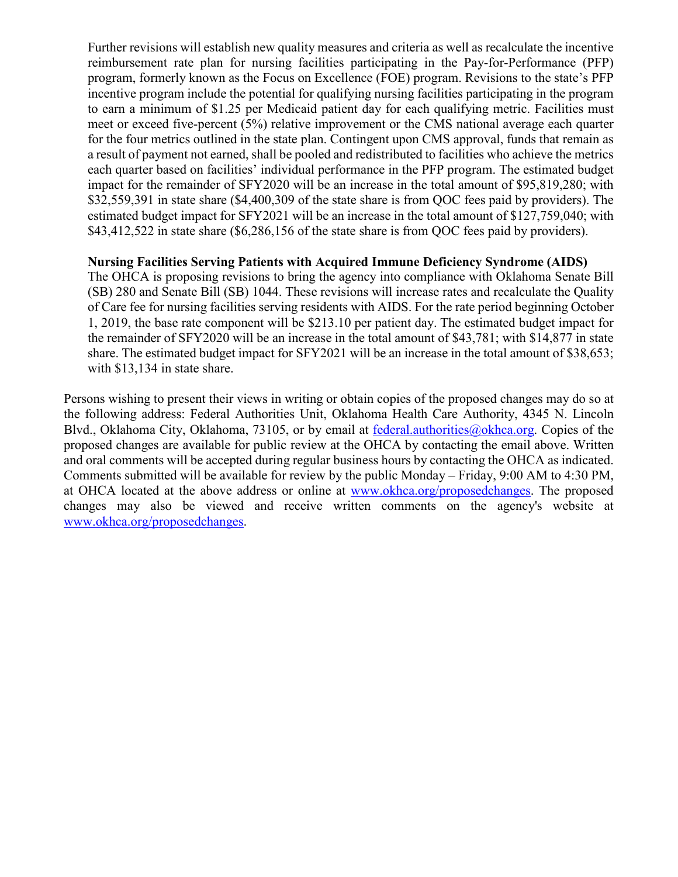Further revisions will establish new quality measures and criteria as well as recalculate the incentive reimbursement rate plan for nursing facilities participating in the Pay-for-Performance (PFP) program, formerly known as the Focus on Excellence (FOE) program. Revisions to the state's PFP incentive program include the potential for qualifying nursing facilities participating in the program to earn a minimum of $1.25 per Medicaid patient day for each qualifying metric. Facilities must meet or exceed five-percent (5%) relative improvement or the CMS national average each quarter for the four metrics outlined in the state plan. Contingent upon CMS approval, funds that remain as a result of payment not earned, shall be pooled and redistributed to facilities who achieve the metrics each quarter based on facilities' individual performance in the PFP program. The estimated budget impact for the remainder of SFY2020 will be an increase in the total amount of $95,819,280; with $32,559,391 in state share ($4,400,309 of the state share is from QOC fees paid by providers). The estimated budget impact for SFY2021 will be an increase in the total amount of $127,759,040; with $43,412,522 in state share ($6,286,156 of the state share is from QOC fees paid by providers).

**Nursing Facilities Serving Patients with Acquired Immune Deficiency Syndrome (AIDS)**
The OHCA is proposing revisions to bring the agency into compliance with Oklahoma Senate Bill (SB) 280 and Senate Bill (SB) 1044. These revisions will increase rates and recalculate the Quality of Care fee for nursing facilities serving residents with AIDS. For the rate period beginning October 1, 2019, the base rate component will be $213.10 per patient day. The estimated budget impact for the remainder of SFY2020 will be an increase in the total amount of $43,781; with $14,877 in state share. The estimated budget impact for SFY2021 will be an increase in the total amount of $38,653; with $13,134 in state share.

Persons wishing to present their views in writing or obtain copies of the proposed changes may do so at the following address: Federal Authorities Unit, Oklahoma Health Care Authority, 4345 N. Lincoln Blvd., Oklahoma City, Oklahoma, 73105, or by email at federal.authorities@okhca.org. Copies of the proposed changes are available for public review at the OHCA by contacting the email above. Written and oral comments will be accepted during regular business hours by contacting the OHCA as indicated. Comments submitted will be available for review by the public Monday – Friday, 9:00 AM to 4:30 PM, at OHCA located at the above address or online at www.okhca.org/proposedchanges. The proposed changes may also be viewed and receive written comments on the agency's website at www.okhca.org/proposedchanges.